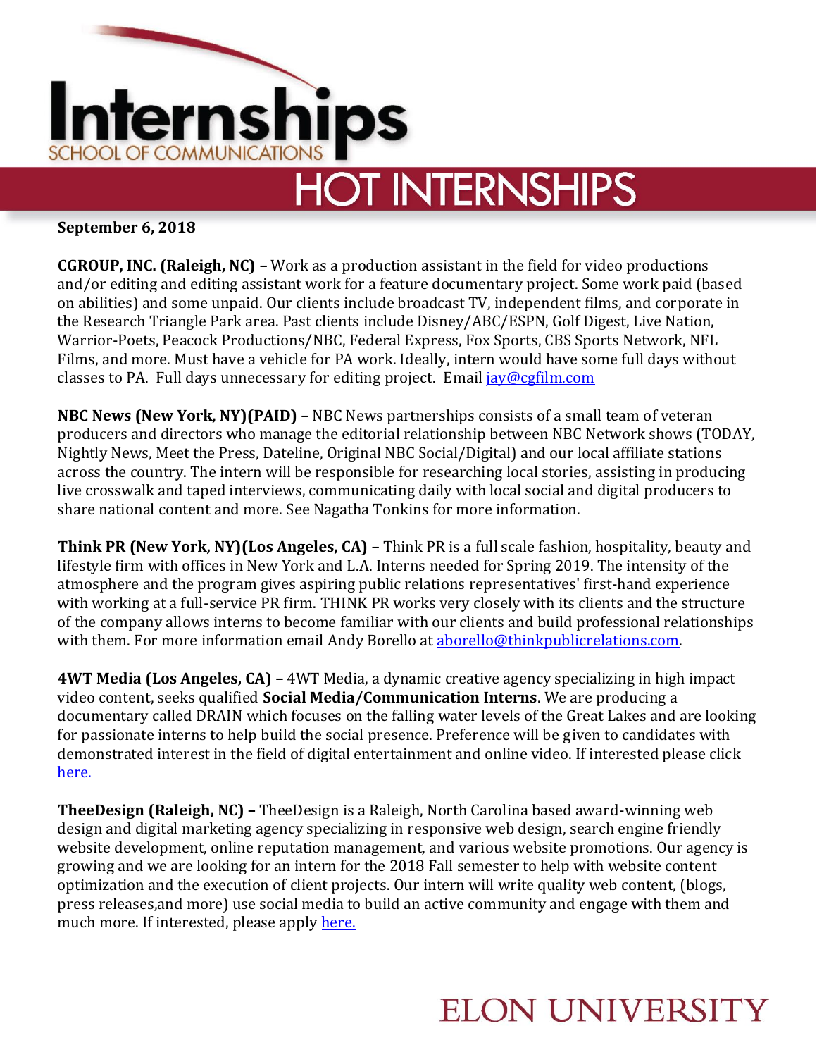# Internships

SCHOOL OF COMMUNICATIONS

## HOT INTERNSHIPS

**September 6, 2018**

**CGROUP, INC. (Raleigh, NC) –** Work as a production assistant in the field for video productions and/or editing and editing assistant work for a feature documentary project. Some work paid (based on abilities) and some unpaid. Our clients include broadcast TV, independent films, and corporate in the Research Triangle Park area. Past clients include Disney/ABC/ESPN, Golf Digest, Live Nation, Warrior-Poets, Peacock Productions/NBC, Federal Express, Fox Sports, CBS Sports Network, NFL Films, and more. Must have a vehicle for PA work. Ideally, intern would have some full days without classes to PA. Full days unnecessary for editing project. Email [jay@cgfilm.com](mailto:jay@cgfilm.com)

**NBC News (New York, NY)(PAID) –** NBC News partnerships consists of a small team of veteran producers and directors who manage the editorial relationship between NBC Network shows (TODAY, Nightly News, Meet the Press, Dateline, Original NBC Social/Digital) and our local affiliate stations across the country. The intern will be responsible for researching local stories, assisting in producing live crosswalk and taped interviews, communicating daily with local social and digital producers to share national content and more. See Nagatha Tonkins for more information.

**Think PR (New York, NY)(Los Angeles, CA) –** Think PR is a full scale fashion, hospitality, beauty and lifestyle firm with offices in New York and L.A. Interns needed for Spring 2019. The intensity of the atmosphere and the program gives aspiring public relations representatives' first-hand experience with working at a full-service PR firm. THINK PR works very closely with its clients and the structure of the company allows interns to become familiar with our clients and build professional relationships with them. For more information email Andy Borello at [aborello@thinkpublicrelations.com](mailto:aborello@thinkpublicrelations.com).

**4WT Media (Los Angeles, CA) –** 4WT Media, a dynamic creative agency specializing in high impact video content, seeks qualified **Social Media/Communication Interns**. We are producing a documentary called DRAIN which focuses on the falling water levels of the Great Lakes and are looking for passionate interns to help build the social presence. Preference will be given to candidates with demonstrated interest in the field of digital entertainment and online video. If interested please click here.

**TheeDesign (Raleigh, NC) –** TheeDesign is a Raleigh, North Carolina based award-winning web design and digital marketing agency specializing in responsive web design, search engine friendly website development, online reputation management, and various website promotions. Our agency is growing and we are looking for an intern for the 2018 Fall semester to help with website content optimization and the execution of client projects. Our intern will write quality web content, (blogs, press releases,and more) use social media to build an active community and engage with them and much more. If interested, please apply here.

ELON UNIVERSITY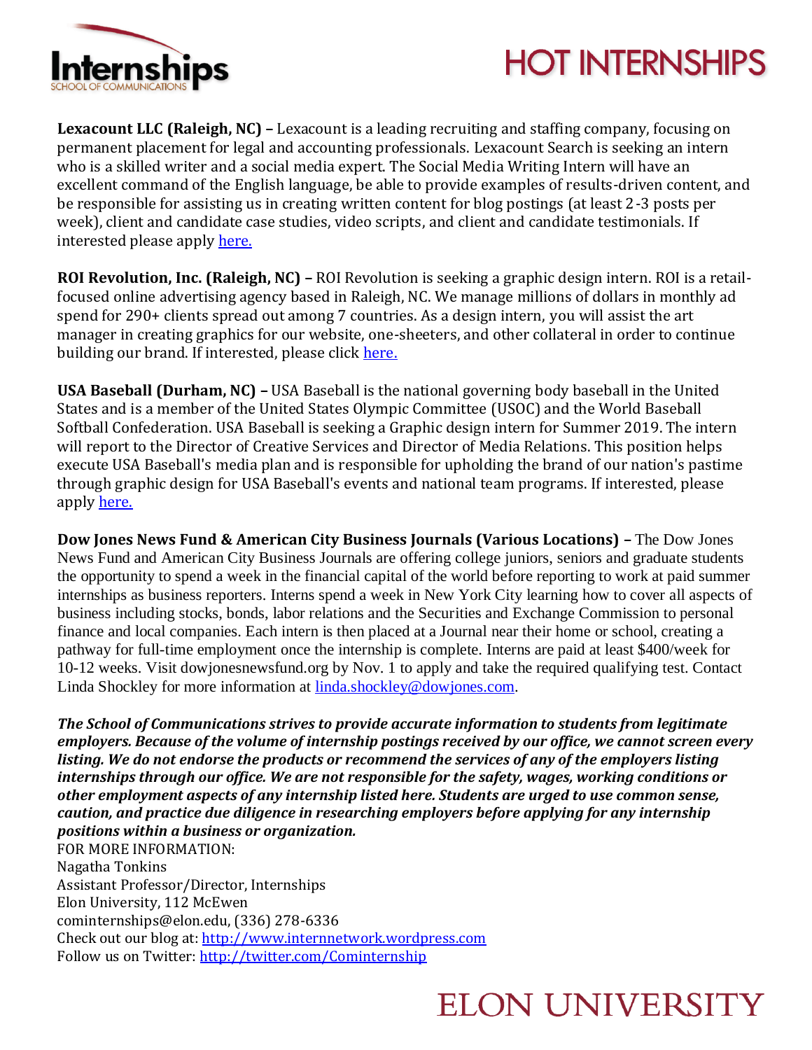**Lexacount LLC (Raleigh, NC) –** Lexacount is a leading recruiting and staffing company, focusing on permanent placement for legal and accounting professionals. Lexacount Search is seeking an intern who is a skilled writer and a social media expert. The Social Media Writing Intern will have an excellent command of the English language, be able to provide examples of results-driven content, and be responsible for assisting us in creating written content for blog postings (at least 2-3 posts per week), client and candidate case studies, video scripts, and client and candidate testimonials. If interested please apply here.

**ROI Revolution, Inc. (Raleigh, NC) –** ROI Revolution is seeking a graphic design intern. ROI is a retail-focused online advertising agency based in Raleigh, NC. We manage millions of dollars in monthly ad spend for 290+ clients spread out among 7 countries. As a design intern, you will assist the art manager in creating graphics for our website, one-sheeters, and other collateral in order to continue building our brand. If interested, please click here.

**USA Baseball (Durham, NC) –** USA Baseball is the national governing body baseball in the United States and is a member of the United States Olympic Committee (USOC) and the World Baseball Softball Confederation. USA Baseball is seeking a Graphic design intern for Summer 2019. The intern will report to the Director of Creative Services and Director of Media Relations. This position helps execute USA Baseball's media plan and is responsible for upholding the brand of our nation's pastime through graphic design for USA Baseball's events and national team programs. If interested, please apply here.

**Dow Jones News Fund & American City Business Journals (Various Locations) –** The Dow Jones News Fund and American City Business Journals are offering college juniors, seniors and graduate students the opportunity to spend a week in the financial capital of the world before reporting to work at paid summer internships as business reporters. Interns spend a week in New York City learning how to cover all aspects of business including stocks, bonds, labor relations and the Securities and Exchange Commission to personal finance and local companies. Each intern is then placed at a Journal near their home or school, creating a pathway for full-time employment once the internship is complete. Interns are paid at least $400/week for 10-12 weeks. Visit dowjonesnewsfund.org by Nov. 1 to apply and take the required qualifying test. Contact Linda Shockley for more information at linda.shockley@dowjones.com.

***The School of Communications strives to provide accurate information to students from legitimate employers. Because of the volume of internship postings received by our office, we cannot screen every listing. We do not endorse the products or recommend the services of any of the employers listing internships through our office. We are not responsible for the safety, wages, working conditions or other employment aspects of any internship listed here. Students are urged to use common sense, caution, and practice due diligence in researching employers before applying for any internship positions within a business or organization.***

FOR MORE INFORMATION:
Nagatha Tonkins
Assistant Professor/Director, Internships
Elon University, 112 McEwen
cominternships@elon.edu, (336) 278-6336
Check out our blog at: http://www.internnetwork.wordpress.com
Follow us on Twitter: http://twitter.com/Cominternship